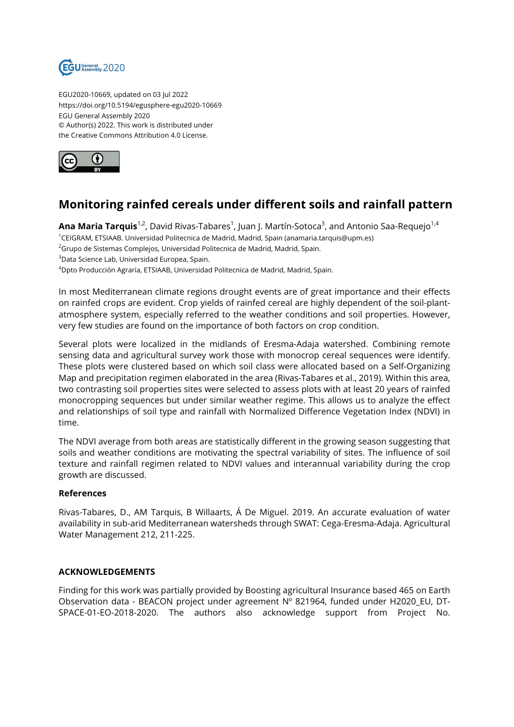EGU2020-10669, updated on 03 Jul 2022
https://doi.org/10.5194/egusphere-egu2020-10669
EGU General Assembly 2020
© Author(s) 2022. This work is distributed under
the Creative Commons Attribution 4.0 License.

# Monitoring rainfed cereals under different soils and rainfall pattern

**Ana Maria Tarquis**[1,2], David Rivas-Tabares[1], Juan J. Martín-Sotoca[3], and Antonio Saa-Requejo[1,4]

[1]CEIGRAM, ETSIAAB. Universidad Politecnica de Madrid, Madrid, Spain (anamaria.tarquis@upm.es)
[2]Grupo de Sistemas Complejos, Universidad Politecnica de Madrid, Madrid, Spain.
[3]Data Science Lab, Universidad Europea, Spain.
[4]Dpto Producción Agraria, ETSIAAB, Universidad Politecnica de Madrid, Madrid, Spain.

In most Mediterranean climate regions drought events are of great importance and their effects on rainfed crops are evident. Crop yields of rainfed cereal are highly dependent of the soil-plant-atmosphere system, especially referred to the weather conditions and soil properties. However, very few studies are found on the importance of both factors on crop condition.

Several plots were localized in the midlands of Eresma-Adaja watershed. Combining remote sensing data and agricultural survey work those with monocrop cereal sequences were identify. These plots were clustered based on which soil class were allocated based on a Self-Organizing Map and precipitation regimen elaborated in the area (Rivas-Tabares et al., 2019). Within this area, two contrasting soil properties sites were selected to assess plots with at least 20 years of rainfed monocropping sequences but under similar weather regime. This allows us to analyze the effect and relationships of soil type and rainfall with Normalized Difference Vegetation Index (NDVI) in time.

The NDVI average from both areas are statistically different in the growing season suggesting that soils and weather conditions are motivating the spectral variability of sites. The influence of soil texture and rainfall regimen related to NDVI values and interannual variability during the crop growth are discussed.

**References**

Rivas-Tabares, D., AM Tarquis, B Willaarts, Á De Miguel. 2019. An accurate evaluation of water availability in sub-arid Mediterranean watersheds through SWAT: Cega-Eresma-Adaja. Agricultural Water Management 212, 211-225.

**ACKNOWLEDGEMENTS**

Finding for this work was partially provided by Boosting agricultural Insurance based 465 on Earth Observation data - BEACON project under agreement Nº 821964, funded under H2020_EU, DT-SPACE-01-EO-2018-2020. The authors also acknowledge support from Project No.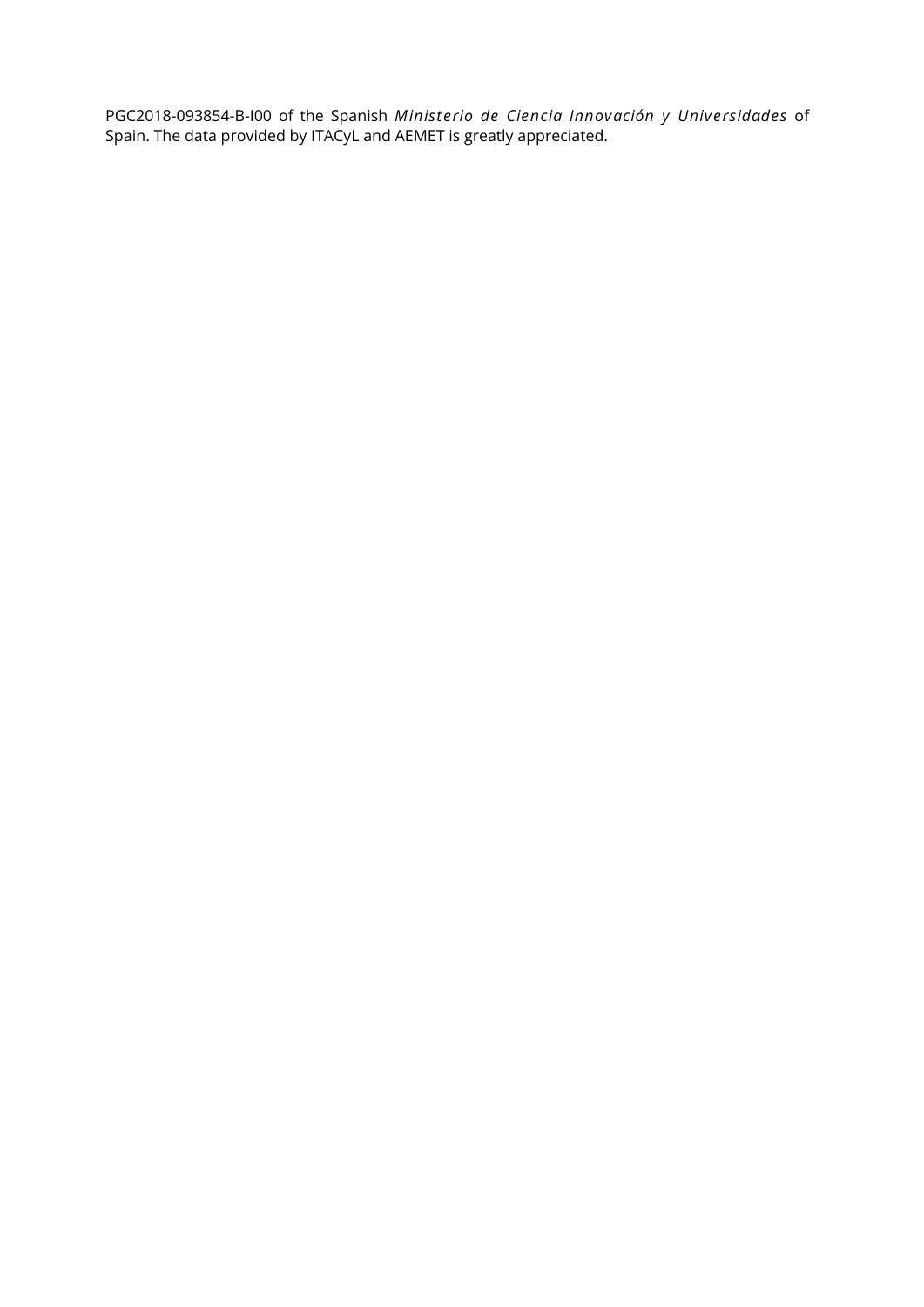PGC2018-093854-B-I00 of the Spanish *Ministerio de Ciencia Innovación y Universidades* of Spain. The data provided by ITACyL and AEMET is greatly appreciated.